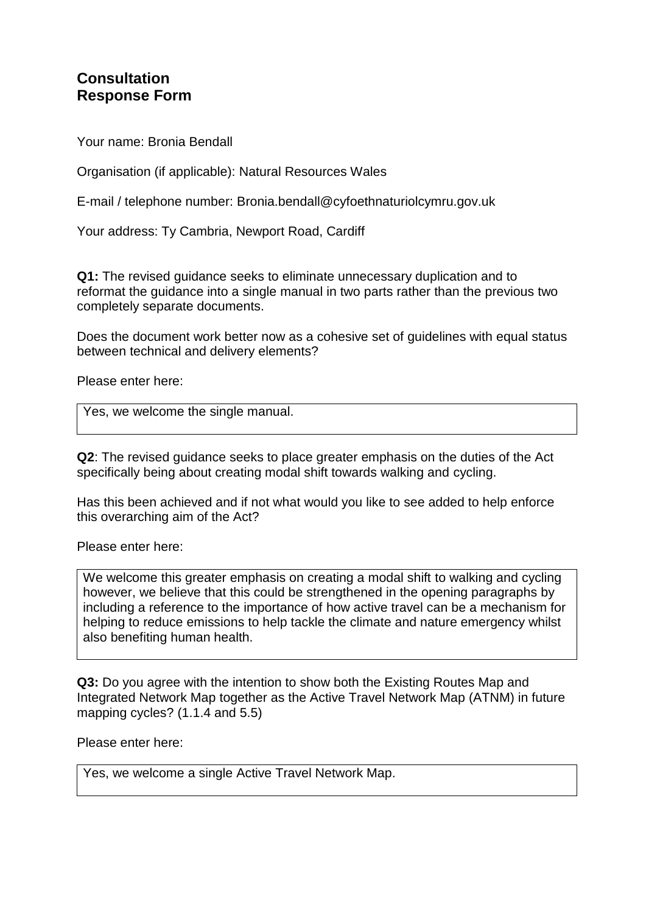# Consultation Response Form

Your name: Bronia Bendall

Organisation (if applicable): Natural Resources Wales

E-mail / telephone number: Bronia.bendall@cyfoethnaturiolcymru.gov.uk

Your address: Ty Cambria, Newport Road, Cardiff

**Q1:** The revised guidance seeks to eliminate unnecessary duplication and to reformat the guidance into a single manual in two parts rather than the previous two completely separate documents.

Does the document work better now as a cohesive set of guidelines with equal status between technical and delivery elements?

Please enter here:

> Yes, we welcome the single manual.

**Q2**: The revised guidance seeks to place greater emphasis on the duties of the Act specifically being about creating modal shift towards walking and cycling.

Has this been achieved and if not what would you like to see added to help enforce this overarching aim of the Act?

Please enter here:

> We welcome this greater emphasis on creating a modal shift to walking and cycling however, we believe that this could be strengthened in the opening paragraphs by including a reference to the importance of how active travel can be a mechanism for helping to reduce emissions to help tackle the climate and nature emergency whilst also benefiting human health.

**Q3:** Do you agree with the intention to show both the Existing Routes Map and Integrated Network Map together as the Active Travel Network Map (ATNM) in future mapping cycles? (1.1.4 and 5.5)

Please enter here:

> Yes, we welcome a single Active Travel Network Map.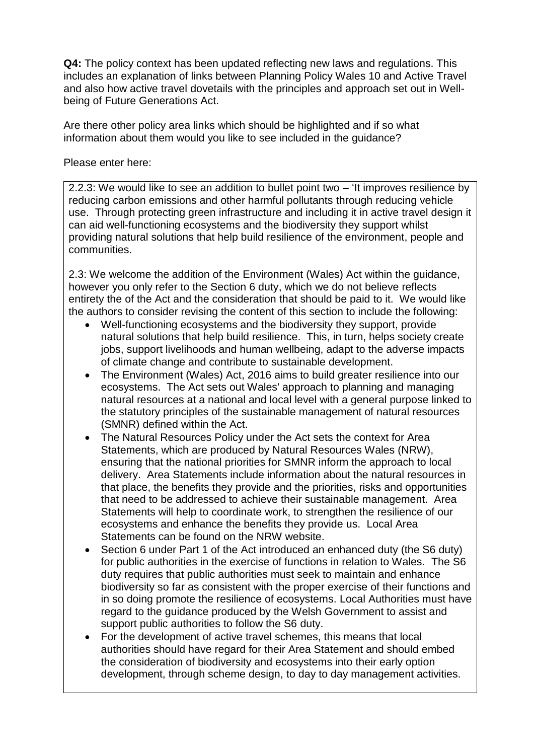**Q4:** The policy context has been updated reflecting new laws and regulations. This includes an explanation of links between Planning Policy Wales 10 and Active Travel and also how active travel dovetails with the principles and approach set out in Well-being of Future Generations Act.

Are there other policy area links which should be highlighted and if so what information about them would you like to see included in the guidance?

Please enter here:

2.2.3: We would like to see an addition to bullet point two – 'It improves resilience by reducing carbon emissions and other harmful pollutants through reducing vehicle use. Through protecting green infrastructure and including it in active travel design it can aid well-functioning ecosystems and the biodiversity they support whilst providing natural solutions that help build resilience of the environment, people and communities.

2.3: We welcome the addition of the Environment (Wales) Act within the guidance, however you only refer to the Section 6 duty, which we do not believe reflects entirety the of the Act and the consideration that should be paid to it. We would like the authors to consider revising the content of this section to include the following:

- Well-functioning ecosystems and the biodiversity they support, provide natural solutions that help build resilience. This, in turn, helps society create jobs, support livelihoods and human wellbeing, adapt to the adverse impacts of climate change and contribute to sustainable development.
- The Environment (Wales) Act, 2016 aims to build greater resilience into our ecosystems. The Act sets out Wales' approach to planning and managing natural resources at a national and local level with a general purpose linked to the statutory principles of the sustainable management of natural resources (SMNR) defined within the Act.
- The Natural Resources Policy under the Act sets the context for Area Statements, which are produced by Natural Resources Wales (NRW), ensuring that the national priorities for SMNR inform the approach to local delivery. Area Statements include information about the natural resources in that place, the benefits they provide and the priorities, risks and opportunities that need to be addressed to achieve their sustainable management. Area Statements will help to coordinate work, to strengthen the resilience of our ecosystems and enhance the benefits they provide us. Local Area Statements can be found on the NRW website.
- Section 6 under Part 1 of the Act introduced an enhanced duty (the S6 duty) for public authorities in the exercise of functions in relation to Wales. The S6 duty requires that public authorities must seek to maintain and enhance biodiversity so far as consistent with the proper exercise of their functions and in so doing promote the resilience of ecosystems. Local Authorities must have regard to the guidance produced by the Welsh Government to assist and support public authorities to follow the S6 duty.
- For the development of active travel schemes, this means that local authorities should have regard for their Area Statement and should embed the consideration of biodiversity and ecosystems into their early option development, through scheme design, to day to day management activities.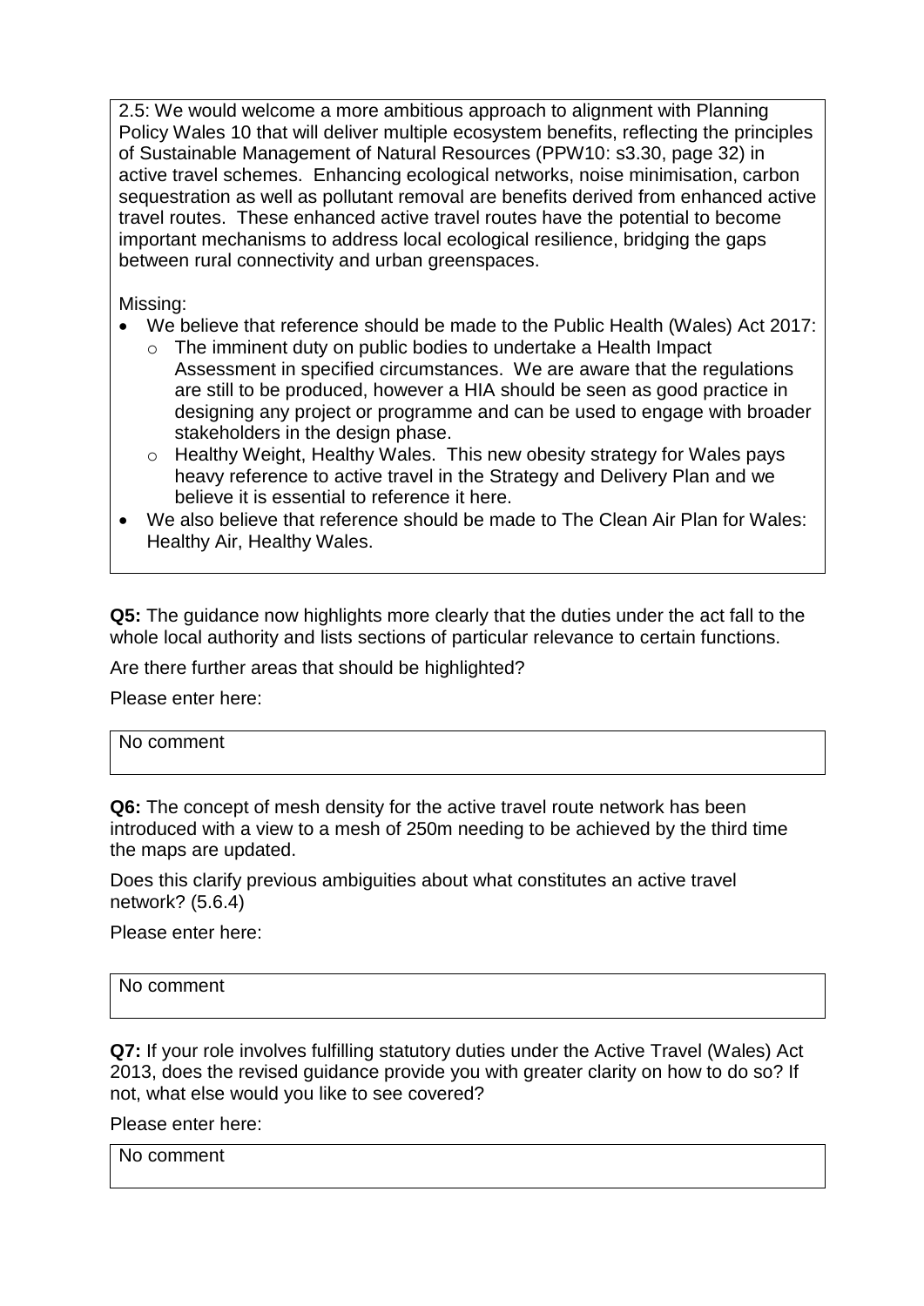2.5: We would welcome a more ambitious approach to alignment with Planning Policy Wales 10 that will deliver multiple ecosystem benefits, reflecting the principles of Sustainable Management of Natural Resources (PPW10: s3.30, page 32) in active travel schemes. Enhancing ecological networks, noise minimisation, carbon sequestration as well as pollutant removal are benefits derived from enhanced active travel routes. These enhanced active travel routes have the potential to become important mechanisms to address local ecological resilience, bridging the gaps between rural connectivity and urban greenspaces.

Missing:

- We believe that reference should be made to the Public Health (Wales) Act 2017:
  - The imminent duty on public bodies to undertake a Health Impact Assessment in specified circumstances. We are aware that the regulations are still to be produced, however a HIA should be seen as good practice in designing any project or programme and can be used to engage with broader stakeholders in the design phase.
  - Healthy Weight, Healthy Wales. This new obesity strategy for Wales pays heavy reference to active travel in the Strategy and Delivery Plan and we believe it is essential to reference it here.
- We also believe that reference should be made to The Clean Air Plan for Wales: Healthy Air, Healthy Wales.

**Q5:** The guidance now highlights more clearly that the duties under the act fall to the whole local authority and lists sections of particular relevance to certain functions.

Are there further areas that should be highlighted?

Please enter here:

No comment

**Q6:** The concept of mesh density for the active travel route network has been introduced with a view to a mesh of 250m needing to be achieved by the third time the maps are updated.

Does this clarify previous ambiguities about what constitutes an active travel network? (5.6.4)

Please enter here:

No comment

**Q7:** If your role involves fulfilling statutory duties under the Active Travel (Wales) Act 2013, does the revised guidance provide you with greater clarity on how to do so? If not, what else would you like to see covered?

Please enter here:

No comment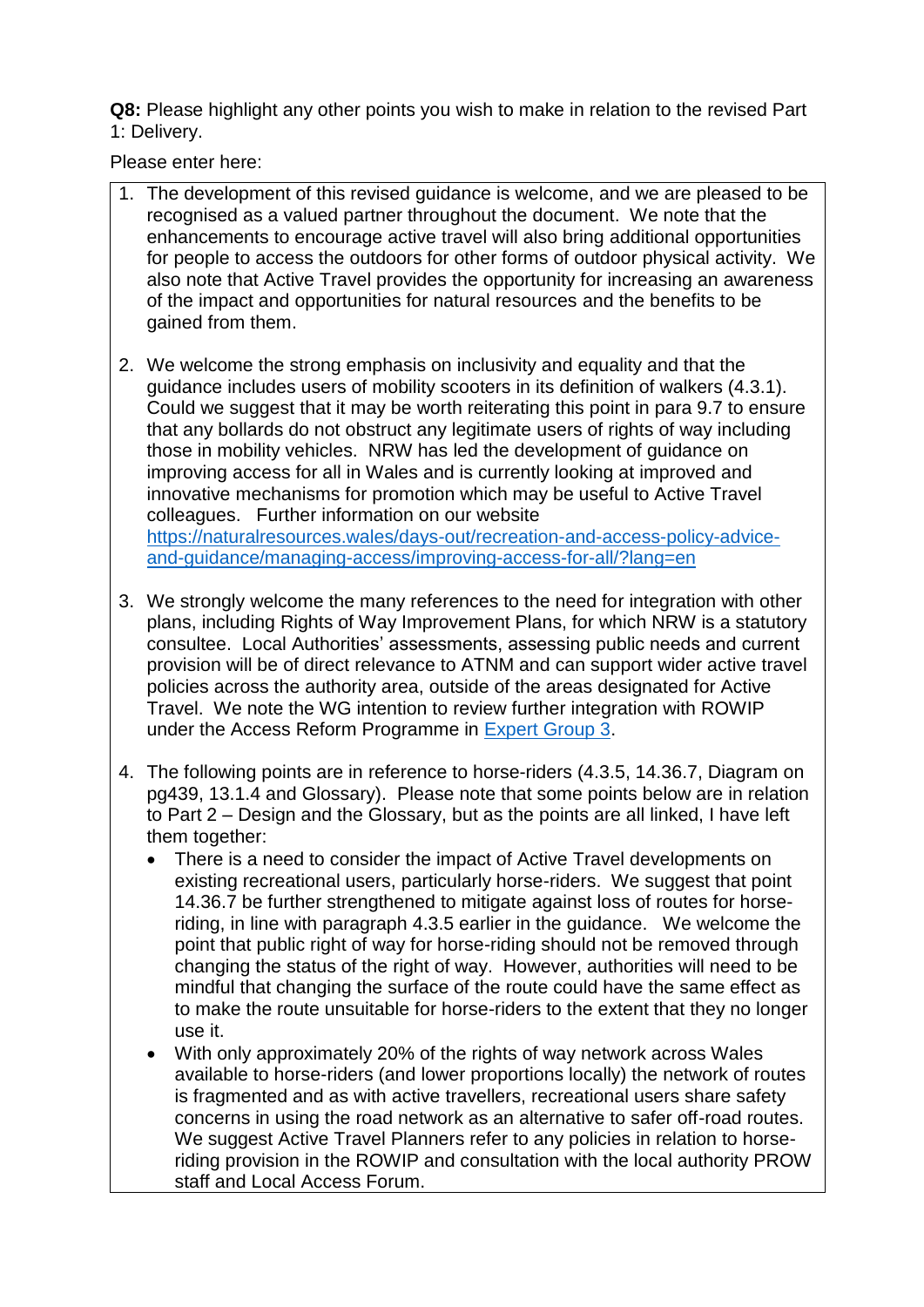**Q8:** Please highlight any other points you wish to make in relation to the revised Part 1: Delivery.

Please enter here:

1. The development of this revised guidance is welcome, and we are pleased to be recognised as a valued partner throughout the document. We note that the enhancements to encourage active travel will also bring additional opportunities for people to access the outdoors for other forms of outdoor physical activity. We also note that Active Travel provides the opportunity for increasing an awareness of the impact and opportunities for natural resources and the benefits to be gained from them.

2. We welcome the strong emphasis on inclusivity and equality and that the guidance includes users of mobility scooters in its definition of walkers (4.3.1). Could we suggest that it may be worth reiterating this point in para 9.7 to ensure that any bollards do not obstruct any legitimate users of rights of way including those in mobility vehicles. NRW has led the development of guidance on improving access for all in Wales and is currently looking at improved and innovative mechanisms for promotion which may be useful to Active Travel colleagues. Further information on our website [https://naturalresources.wales/days-out/recreation-and-access-policy-advice-and-guidance/managing-access/improving-access-for-all/?lang=en](https://naturalresources.wales/days-out/recreation-and-access-policy-advice-and-guidance/managing-access/improving-access-for-all/?lang=en)

3. We strongly welcome the many references to the need for integration with other plans, including Rights of Way Improvement Plans, for which NRW is a statutory consultee. Local Authorities' assessments, assessing public needs and current provision will be of direct relevance to ATNM and can support wider active travel policies across the authority area, outside of the areas designated for Active Travel. We note the WG intention to review further integration with ROWIP under the Access Reform Programme in Expert Group 3.

4. The following points are in reference to horse-riders (4.3.5, 14.36.7, Diagram on pg439, 13.1.4 and Glossary). Please note that some points below are in relation to Part 2 – Design and the Glossary, but as the points are all linked, I have left them together:
   - There is a need to consider the impact of Active Travel developments on existing recreational users, particularly horse-riders. We suggest that point 14.36.7 be further strengthened to mitigate against loss of routes for horse-riding, in line with paragraph 4.3.5 earlier in the guidance. We welcome the point that public right of way for horse-riding should not be removed through changing the status of the right of way. However, authorities will need to be mindful that changing the surface of the route could have the same effect as to make the route unsuitable for horse-riders to the extent that they no longer use it.
   - With only approximately 20% of the rights of way network across Wales available to horse-riders (and lower proportions locally) the network of routes is fragmented and as with active travellers, recreational users share safety concerns in using the road network as an alternative to safer off-road routes. We suggest Active Travel Planners refer to any policies in relation to horse-riding provision in the ROWIP and consultation with the local authority PROW staff and Local Access Forum.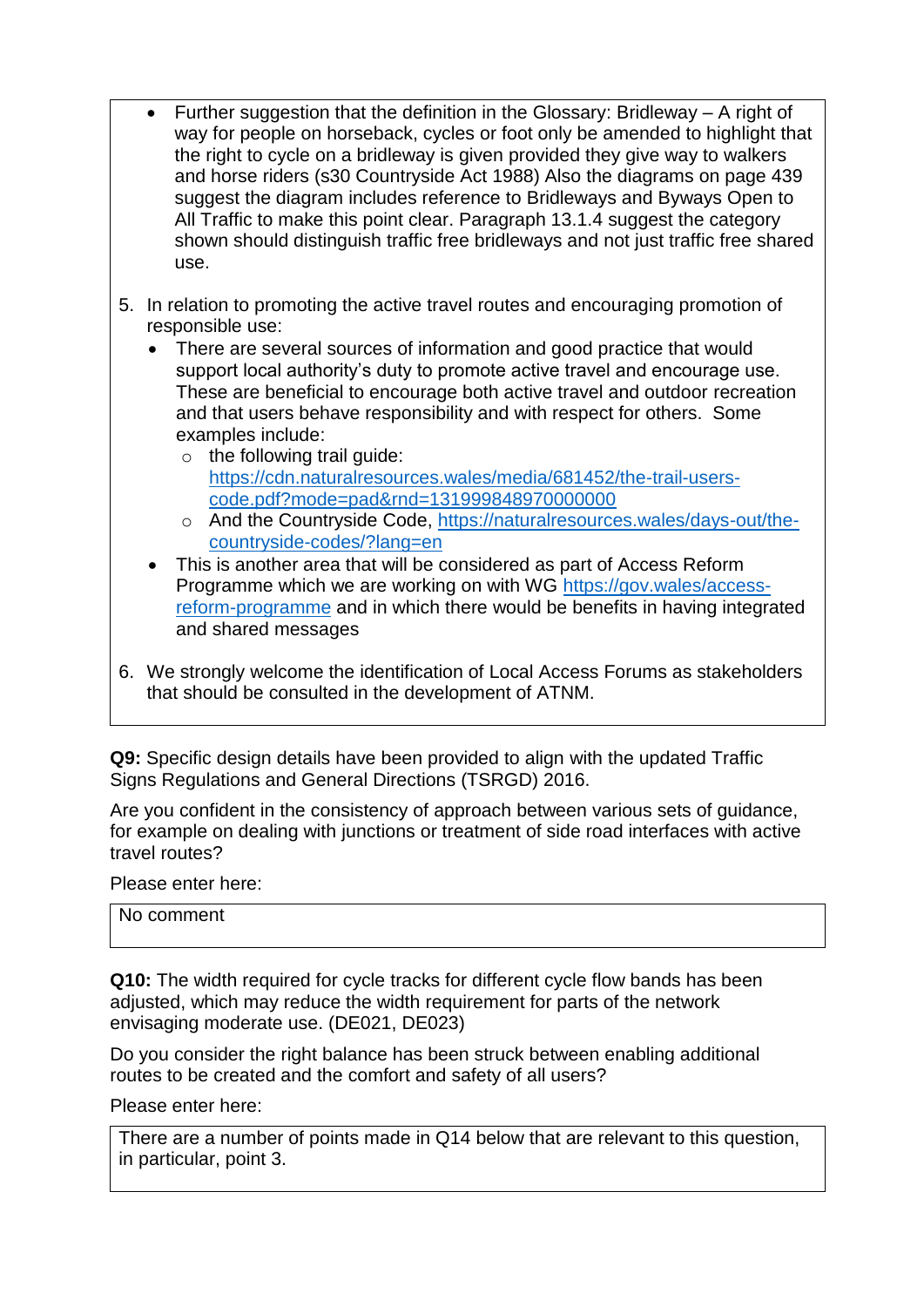- Further suggestion that the definition in the Glossary: Bridleway – A right of way for people on horseback, cycles or foot only be amended to highlight that the right to cycle on a bridleway is given provided they give way to walkers and horse riders (s30 Countryside Act 1988) Also the diagrams on page 439 suggest the diagram includes reference to Bridleways and Byways Open to All Traffic to make this point clear. Paragraph 13.1.4 suggest the category shown should distinguish traffic free bridleways and not just traffic free shared use.

5. In relation to promoting the active travel routes and encouraging promotion of responsible use:
   - There are several sources of information and good practice that would support local authority's duty to promote active travel and encourage use. These are beneficial to encourage both active travel and outdoor recreation and that users behave responsibility and with respect for others. Some examples include:
     - the following trail guide: [https://cdn.naturalresources.wales/media/681452/the-trail-users-code.pdf?mode=pad&rnd=131999848970000000](https://cdn.naturalresources.wales/media/681452/the-trail-users-code.pdf?mode=pad&rnd=131999848970000000)
     - And the Countryside Code, [https://naturalresources.wales/days-out/the-countryside-codes/?lang=en](https://naturalresources.wales/days-out/the-countryside-codes/?lang=en)
   - This is another area that will be considered as part of Access Reform Programme which we are working on with WG [https://gov.wales/access-reform-programme](https://gov.wales/access-reform-programme) and in which there would be benefits in having integrated and shared messages

6. We strongly welcome the identification of Local Access Forums as stakeholders that should be consulted in the development of ATNM.

**Q9:** Specific design details have been provided to align with the updated Traffic Signs Regulations and General Directions (TSRGD) 2016.

Are you confident in the consistency of approach between various sets of guidance, for example on dealing with junctions or treatment of side road interfaces with active travel routes?

Please enter here:

| No comment |
|---|

**Q10:** The width required for cycle tracks for different cycle flow bands has been adjusted, which may reduce the width requirement for parts of the network envisaging moderate use. (DE021, DE023)

Do you consider the right balance has been struck between enabling additional routes to be created and the comfort and safety of all users?

Please enter here:

| There are a number of points made in Q14 below that are relevant to this question, in particular, point 3. |
|---|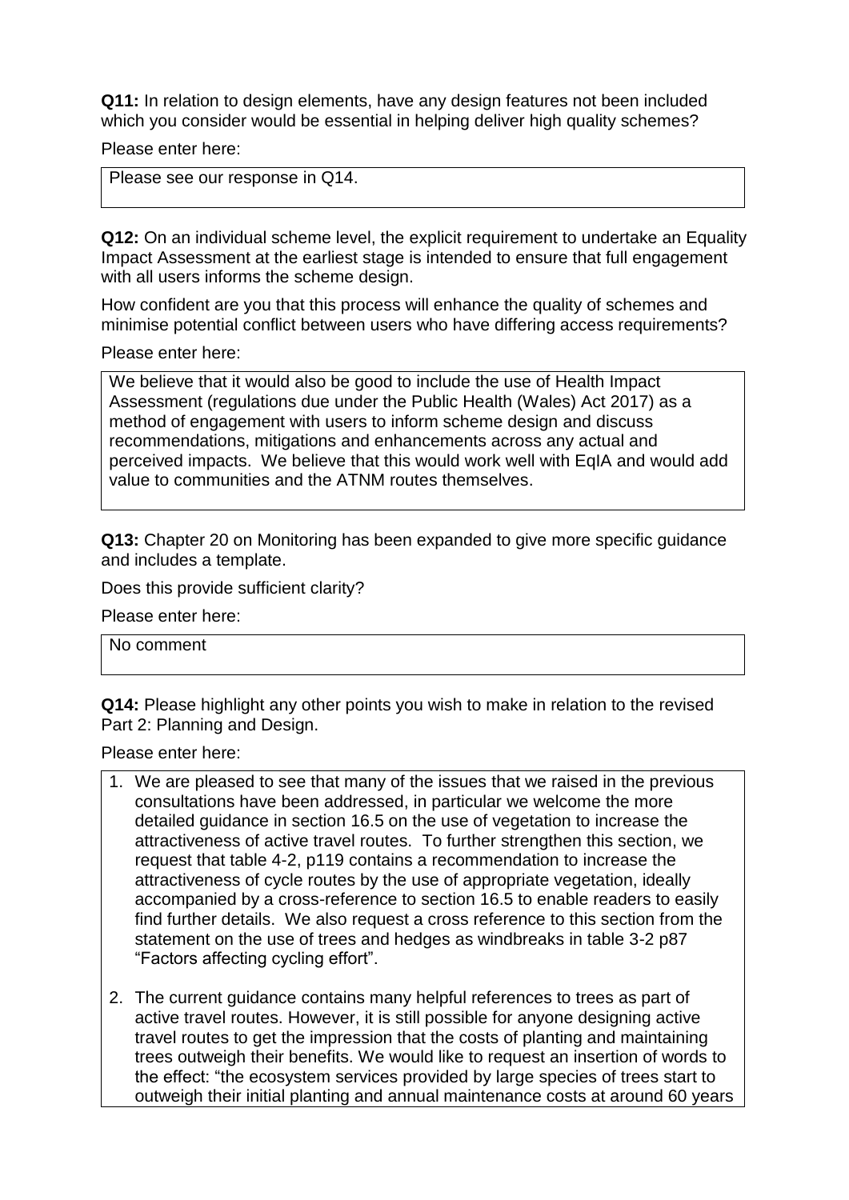**Q11:** In relation to design elements, have any design features not been included which you consider would be essential in helping deliver high quality schemes?

Please enter here:

Please see our response in Q14.

**Q12:** On an individual scheme level, the explicit requirement to undertake an Equality Impact Assessment at the earliest stage is intended to ensure that full engagement with all users informs the scheme design.

How confident are you that this process will enhance the quality of schemes and minimise potential conflict between users who have differing access requirements?

Please enter here:

We believe that it would also be good to include the use of Health Impact Assessment (regulations due under the Public Health (Wales) Act 2017) as a method of engagement with users to inform scheme design and discuss recommendations, mitigations and enhancements across any actual and perceived impacts. We believe that this would work well with EqIA and would add value to communities and the ATNM routes themselves.

**Q13:** Chapter 20 on Monitoring has been expanded to give more specific guidance and includes a template.

Does this provide sufficient clarity?

Please enter here:

No comment

**Q14:** Please highlight any other points you wish to make in relation to the revised Part 2: Planning and Design.

Please enter here:

1. We are pleased to see that many of the issues that we raised in the previous consultations have been addressed, in particular we welcome the more detailed guidance in section 16.5 on the use of vegetation to increase the attractiveness of active travel routes. To further strengthen this section, we request that table 4-2, p119 contains a recommendation to increase the attractiveness of cycle routes by the use of appropriate vegetation, ideally accompanied by a cross-reference to section 16.5 to enable readers to easily find further details. We also request a cross reference to this section from the statement on the use of trees and hedges as windbreaks in table 3-2 p87 "Factors affecting cycling effort".

2. The current guidance contains many helpful references to trees as part of active travel routes. However, it is still possible for anyone designing active travel routes to get the impression that the costs of planting and maintaining trees outweigh their benefits. We would like to request an insertion of words to the effect: "the ecosystem services provided by large species of trees start to outweigh their initial planting and annual maintenance costs at around 60 years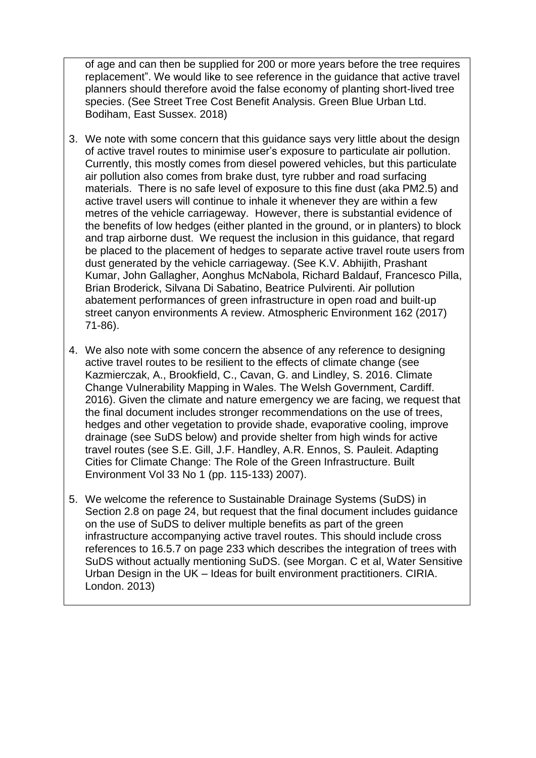of age and can then be supplied for 200 or more years before the tree requires replacement". We would like to see reference in the guidance that active travel planners should therefore avoid the false economy of planting short-lived tree species. (See Street Tree Cost Benefit Analysis. Green Blue Urban Ltd. Bodiham, East Sussex. 2018)

3. We note with some concern that this guidance says very little about the design of active travel routes to minimise user's exposure to particulate air pollution. Currently, this mostly comes from diesel powered vehicles, but this particulate air pollution also comes from brake dust, tyre rubber and road surfacing materials. There is no safe level of exposure to this fine dust (aka PM2.5) and active travel users will continue to inhale it whenever they are within a few metres of the vehicle carriageway. However, there is substantial evidence of the benefits of low hedges (either planted in the ground, or in planters) to block and trap airborne dust. We request the inclusion in this guidance, that regard be placed to the placement of hedges to separate active travel route users from dust generated by the vehicle carriageway. (See K.V. Abhijith, Prashant Kumar, John Gallagher, Aonghus McNabola, Richard Baldauf, Francesco Pilla, Brian Broderick, Silvana Di Sabatino, Beatrice Pulvirenti. Air pollution abatement performances of green infrastructure in open road and built-up street canyon environments A review. Atmospheric Environment 162 (2017) 71-86).

4. We also note with some concern the absence of any reference to designing active travel routes to be resilient to the effects of climate change (see Kazmierczak, A., Brookfield, C., Cavan, G. and Lindley, S. 2016. Climate Change Vulnerability Mapping in Wales. The Welsh Government, Cardiff. 2016). Given the climate and nature emergency we are facing, we request that the final document includes stronger recommendations on the use of trees, hedges and other vegetation to provide shade, evaporative cooling, improve drainage (see SuDS below) and provide shelter from high winds for active travel routes (see S.E. Gill, J.F. Handley, A.R. Ennos, S. Pauleit. Adapting Cities for Climate Change: The Role of the Green Infrastructure. Built Environment Vol 33 No 1 (pp. 115-133) 2007).

5. We welcome the reference to Sustainable Drainage Systems (SuDS) in Section 2.8 on page 24, but request that the final document includes guidance on the use of SuDS to deliver multiple benefits as part of the green infrastructure accompanying active travel routes. This should include cross references to 16.5.7 on page 233 which describes the integration of trees with SuDS without actually mentioning SuDS. (see Morgan. C et al, Water Sensitive Urban Design in the UK – Ideas for built environment practitioners. CIRIA. London. 2013)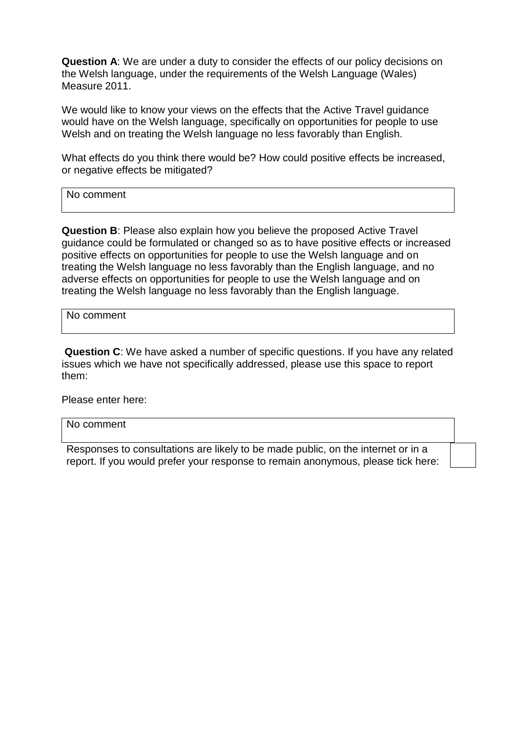**Question A**: We are under a duty to consider the effects of our policy decisions on the Welsh language, under the requirements of the Welsh Language (Wales) Measure 2011.

We would like to know your views on the effects that the Active Travel guidance would have on the Welsh language, specifically on opportunities for people to use Welsh and on treating the Welsh language no less favorably than English.

What effects do you think there would be? How could positive effects be increased, or negative effects be mitigated?

| |
|---|
| No comment |

**Question B**: Please also explain how you believe the proposed Active Travel guidance could be formulated or changed so as to have positive effects or increased positive effects on opportunities for people to use the Welsh language and on treating the Welsh language no less favorably than the English language, and no adverse effects on opportunities for people to use the Welsh language and on treating the Welsh language no less favorably than the English language.

| |
|---|
| No comment |

**Question C**: We have asked a number of specific questions. If you have any related issues which we have not specifically addressed, please use this space to report them:

Please enter here:

| |
|---|
| No comment |

| | |
|---|---|
| Responses to consultations are likely to be made public, on the internet or in a report. If you would prefer your response to remain anonymous, please tick here: | |